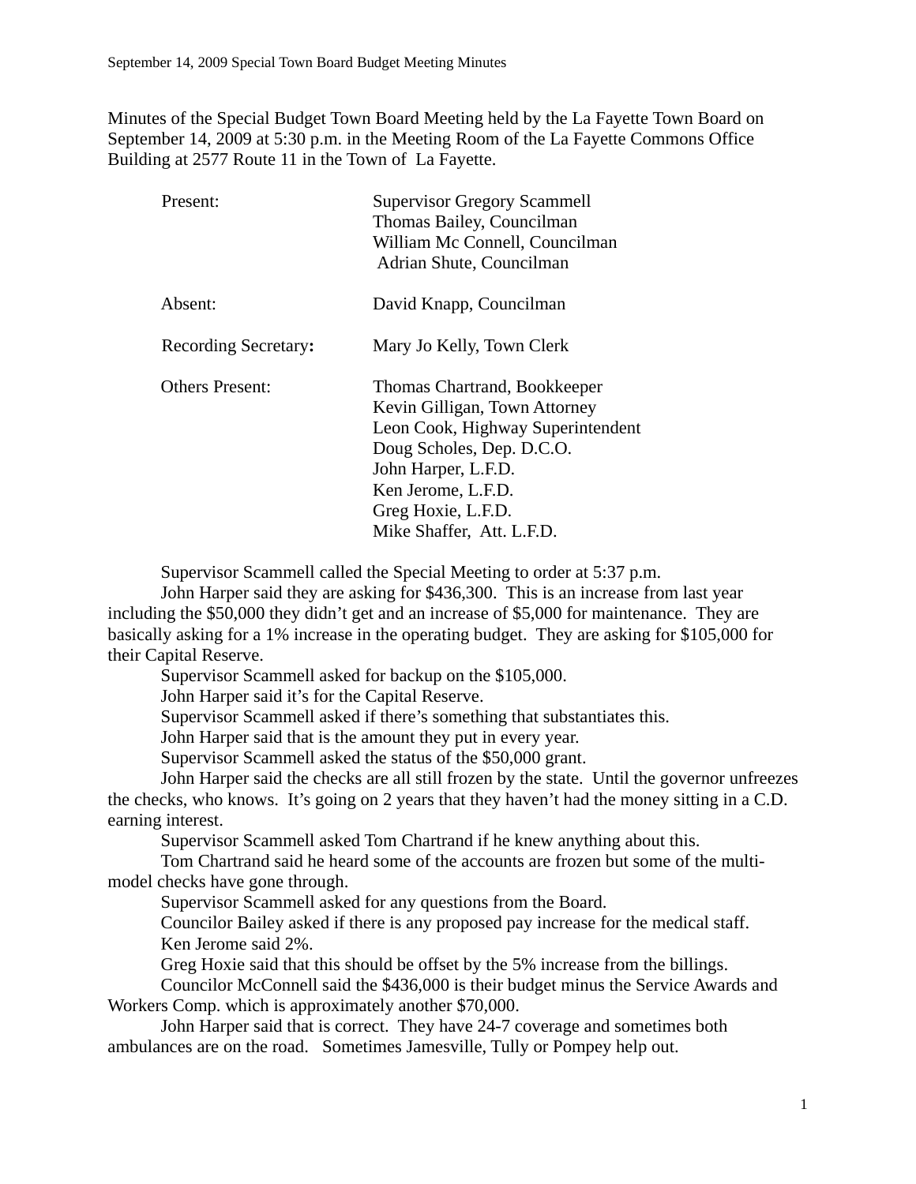Minutes of the Special Budget Town Board Meeting held by the La Fayette Town Board on September 14, 2009 at 5:30 p.m. in the Meeting Room of the La Fayette Commons Office Building at 2577 Route 11 in the Town of La Fayette.

| | |
|---|---|
| Present: | Supervisor Gregory Scammell<br>Thomas Bailey, Councilman<br>William Mc Connell, Councilman<br>Adrian Shute, Councilman |
| Absent: | David Knapp, Councilman |
| Recording Secretary**:** | Mary Jo Kelly, Town Clerk |
| Others Present: | Thomas Chartrand, Bookkeeper<br>Kevin Gilligan, Town Attorney<br>Leon Cook, Highway Superintendent<br>Doug Scholes, Dep. D.C.O.<br>John Harper, L.F.D.<br>Ken Jerome, L.F.D.<br>Greg Hoxie, L.F.D.<br>Mike Shaffer, Att. L.F.D. |

Supervisor Scammell called the Special Meeting to order at 5:37 p.m.

John Harper said they are asking for $436,300. This is an increase from last year including the $50,000 they didn't get and an increase of $5,000 for maintenance. They are basically asking for a 1% increase in the operating budget. They are asking for $105,000 for their Capital Reserve.

Supervisor Scammell asked for backup on the $105,000.

John Harper said it's for the Capital Reserve.

Supervisor Scammell asked if there's something that substantiates this.

John Harper said that is the amount they put in every year.

Supervisor Scammell asked the status of the $50,000 grant.

John Harper said the checks are all still frozen by the state. Until the governor unfreezes the checks, who knows. It's going on 2 years that they haven't had the money sitting in a C.D. earning interest.

Supervisor Scammell asked Tom Chartrand if he knew anything about this.

Tom Chartrand said he heard some of the accounts are frozen but some of the multi-model checks have gone through.

Supervisor Scammell asked for any questions from the Board.

Councilor Bailey asked if there is any proposed pay increase for the medical staff.

Ken Jerome said 2%.

Greg Hoxie said that this should be offset by the 5% increase from the billings.

Councilor McConnell said the $436,000 is their budget minus the Service Awards and Workers Comp. which is approximately another $70,000.

John Harper said that is correct. They have 24-7 coverage and sometimes both ambulances are on the road. Sometimes Jamesville, Tully or Pompey help out.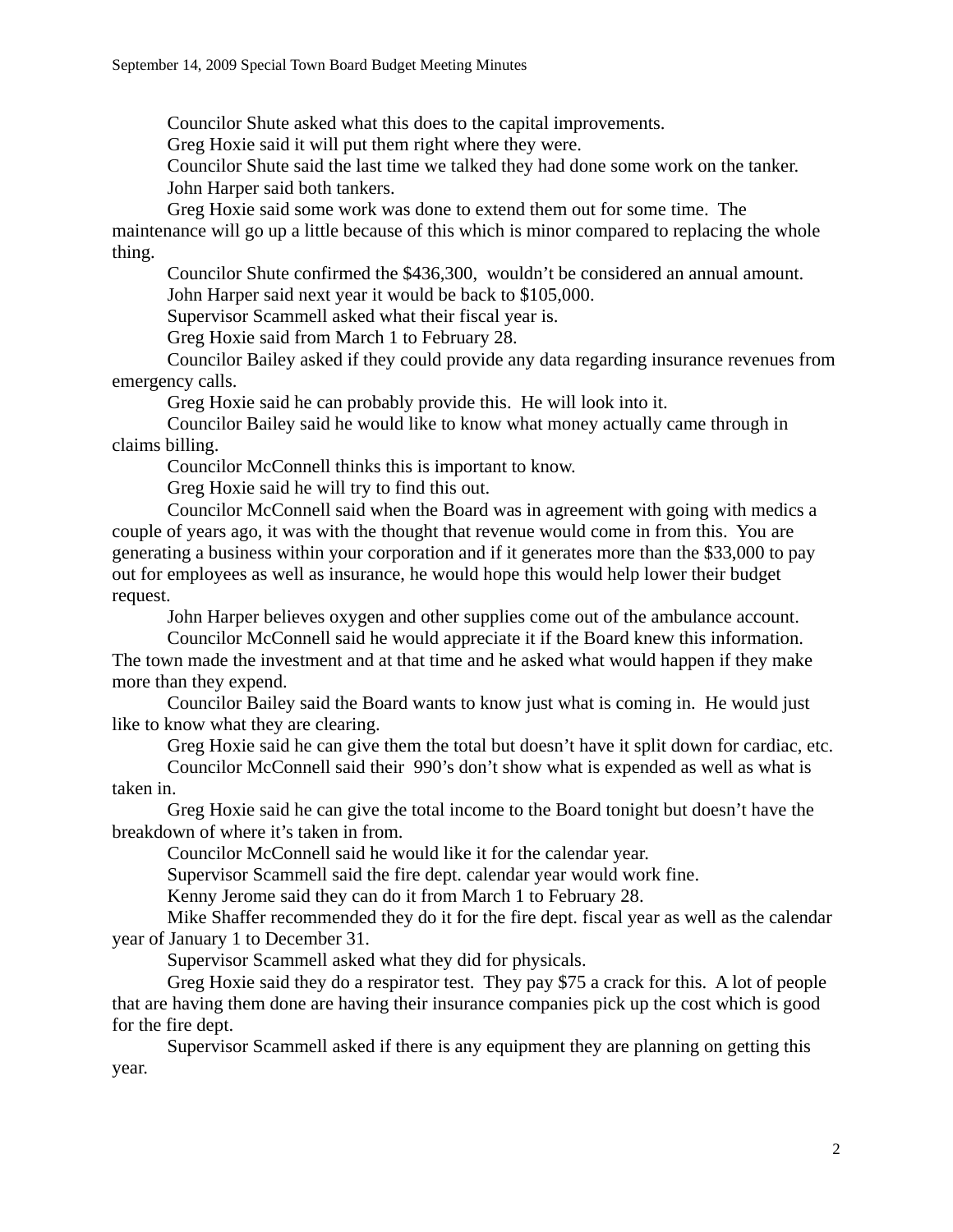Councilor Shute asked what this does to the capital improvements.

Greg Hoxie said it will put them right where they were.

Councilor Shute said the last time we talked they had done some work on the tanker.

John Harper said both tankers.

Greg Hoxie said some work was done to extend them out for some time. The maintenance will go up a little because of this which is minor compared to replacing the whole thing.

Councilor Shute confirmed the $436,300, wouldn't be considered an annual amount.

John Harper said next year it would be back to $105,000.

Supervisor Scammell asked what their fiscal year is.

Greg Hoxie said from March 1 to February 28.

Councilor Bailey asked if they could provide any data regarding insurance revenues from emergency calls.

Greg Hoxie said he can probably provide this. He will look into it.

Councilor Bailey said he would like to know what money actually came through in claims billing.

Councilor McConnell thinks this is important to know.

Greg Hoxie said he will try to find this out.

Councilor McConnell said when the Board was in agreement with going with medics a couple of years ago, it was with the thought that revenue would come in from this. You are generating a business within your corporation and if it generates more than the $33,000 to pay out for employees as well as insurance, he would hope this would help lower their budget request.

John Harper believes oxygen and other supplies come out of the ambulance account.

Councilor McConnell said he would appreciate it if the Board knew this information. The town made the investment and at that time and he asked what would happen if they make more than they expend.

Councilor Bailey said the Board wants to know just what is coming in. He would just like to know what they are clearing.

Greg Hoxie said he can give them the total but doesn't have it split down for cardiac, etc.

Councilor McConnell said their 990's don't show what is expended as well as what is taken in.

Greg Hoxie said he can give the total income to the Board tonight but doesn't have the breakdown of where it's taken in from.

Councilor McConnell said he would like it for the calendar year.

Supervisor Scammell said the fire dept. calendar year would work fine.

Kenny Jerome said they can do it from March 1 to February 28.

Mike Shaffer recommended they do it for the fire dept. fiscal year as well as the calendar year of January 1 to December 31.

Supervisor Scammell asked what they did for physicals.

Greg Hoxie said they do a respirator test. They pay $75 a crack for this. A lot of people that are having them done are having their insurance companies pick up the cost which is good for the fire dept.

Supervisor Scammell asked if there is any equipment they are planning on getting this year.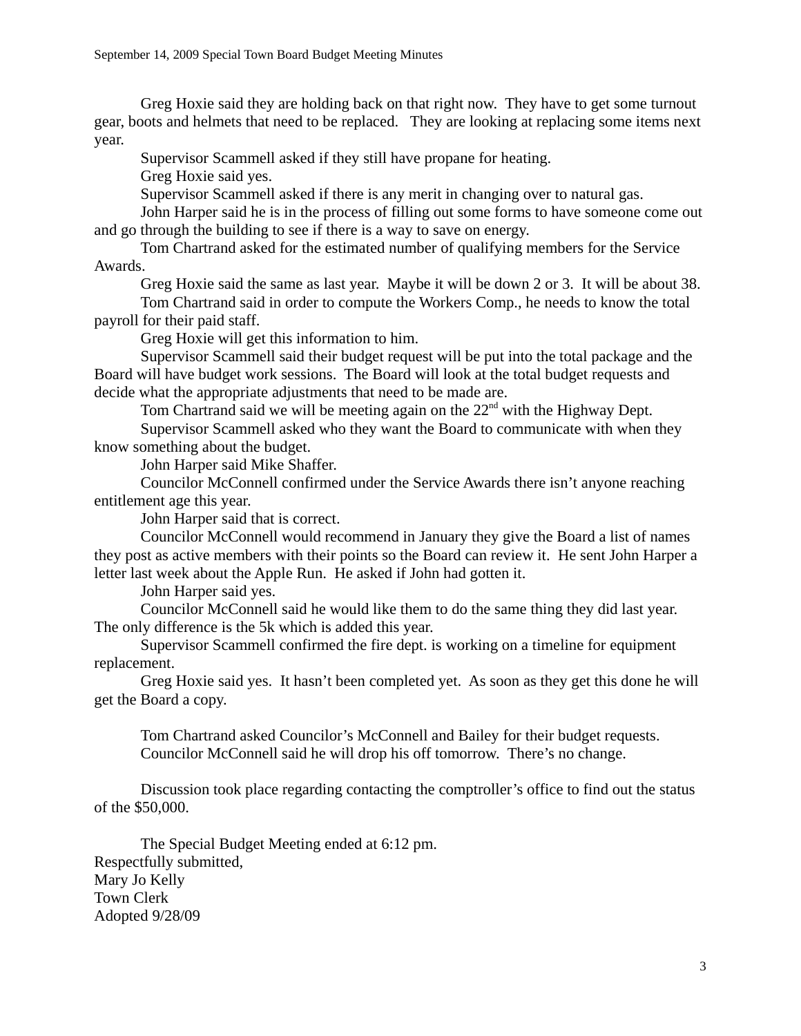Greg Hoxie said they are holding back on that right now. They have to get some turnout gear, boots and helmets that need to be replaced. They are looking at replacing some items next year.

Supervisor Scammell asked if they still have propane for heating.

Greg Hoxie said yes.

Supervisor Scammell asked if there is any merit in changing over to natural gas.

John Harper said he is in the process of filling out some forms to have someone come out and go through the building to see if there is a way to save on energy.

Tom Chartrand asked for the estimated number of qualifying members for the Service Awards.

Greg Hoxie said the same as last year. Maybe it will be down 2 or 3. It will be about 38.

Tom Chartrand said in order to compute the Workers Comp., he needs to know the total payroll for their paid staff.

Greg Hoxie will get this information to him.

Supervisor Scammell said their budget request will be put into the total package and the Board will have budget work sessions. The Board will look at the total budget requests and decide what the appropriate adjustments that need to be made are.

Tom Chartrand said we will be meeting again on the 22nd with the Highway Dept.

Supervisor Scammell asked who they want the Board to communicate with when they know something about the budget.

John Harper said Mike Shaffer.

Councilor McConnell confirmed under the Service Awards there isn't anyone reaching entitlement age this year.

John Harper said that is correct.

Councilor McConnell would recommend in January they give the Board a list of names they post as active members with their points so the Board can review it. He sent John Harper a letter last week about the Apple Run. He asked if John had gotten it.

John Harper said yes.

Councilor McConnell said he would like them to do the same thing they did last year. The only difference is the 5k which is added this year.

Supervisor Scammell confirmed the fire dept. is working on a timeline for equipment replacement.

Greg Hoxie said yes. It hasn't been completed yet. As soon as they get this done he will get the Board a copy.

Tom Chartrand asked Councilor's McConnell and Bailey for their budget requests.

Councilor McConnell said he will drop his off tomorrow. There's no change.

Discussion took place regarding contacting the comptroller's office to find out the status of the $50,000.

The Special Budget Meeting ended at 6:12 pm.

Respectfully submitted,
Mary Jo Kelly
Town Clerk
Adopted 9/28/09